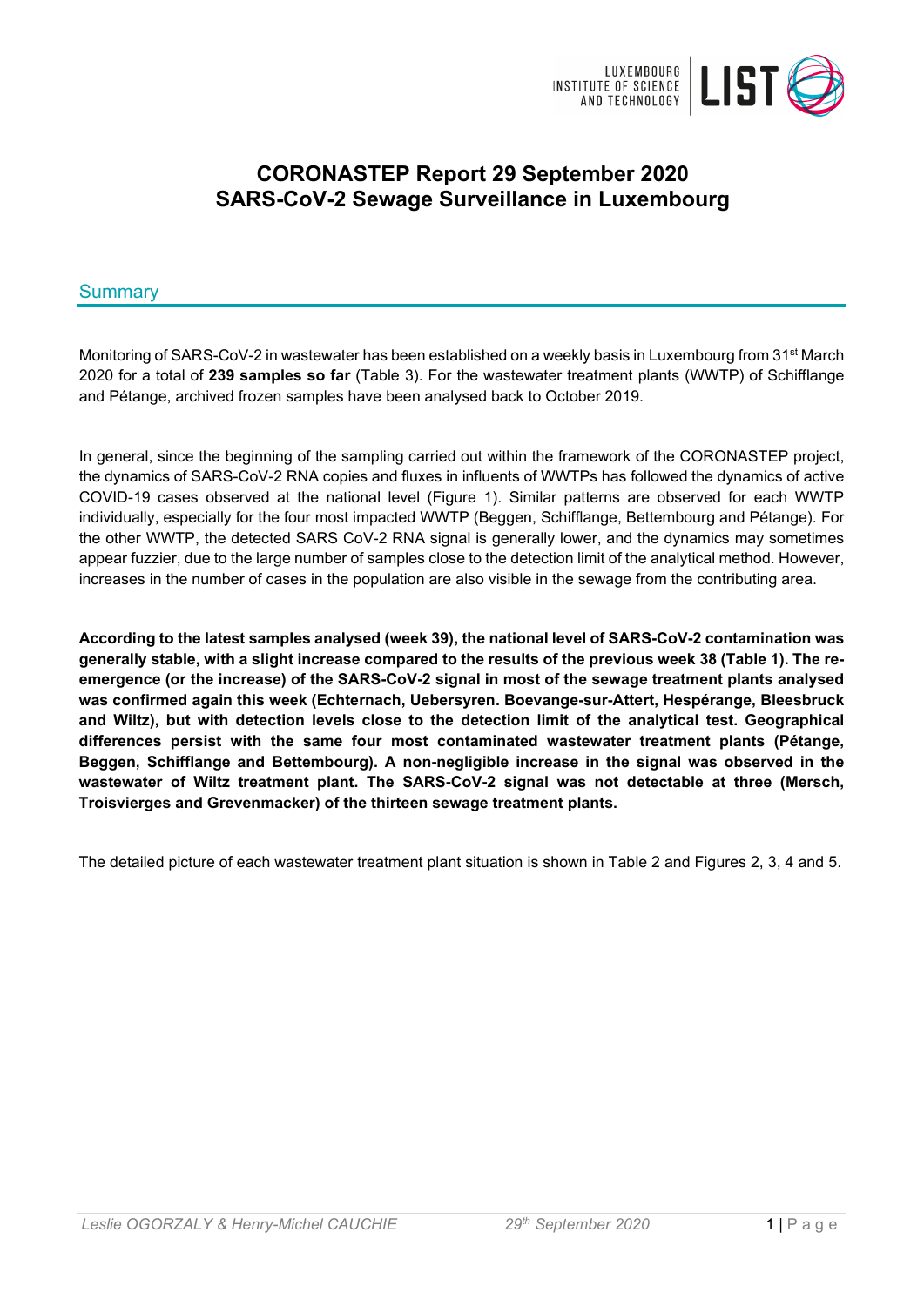# CORONASTEP Report 29 September 2020
# SARS-CoV-2 Sewage Surveillance in Luxembourg

## Summary

Monitoring of SARS-CoV-2 in wastewater has been established on a weekly basis in Luxembourg from 31st March 2020 for a total of **239 samples so far** (Table 3). For the wastewater treatment plants (WWTP) of Schifflange and Pétange, archived frozen samples have been analysed back to October 2019.

In general, since the beginning of the sampling carried out within the framework of the CORONASTEP project, the dynamics of SARS-CoV-2 RNA copies and fluxes in influents of WWTPs has followed the dynamics of active COVID-19 cases observed at the national level (Figure 1). Similar patterns are observed for each WWTP individually, especially for the four most impacted WWTP (Beggen, Schifflange, Bettembourg and Pétange). For the other WWTP, the detected SARS CoV-2 RNA signal is generally lower, and the dynamics may sometimes appear fuzzier, due to the large number of samples close to the detection limit of the analytical method. However, increases in the number of cases in the population are also visible in the sewage from the contributing area.

**According to the latest samples analysed (week 39), the national level of SARS-CoV-2 contamination was generally stable, with a slight increase compared to the results of the previous week 38 (Table 1). The re-emergence (or the increase) of the SARS-CoV-2 signal in most of the sewage treatment plants analysed was confirmed again this week (Echternach, Uebersyren. Boevange-sur-Attert, Hespérange, Bleesbruck and Wiltz), but with detection levels close to the detection limit of the analytical test. Geographical differences persist with the same four most contaminated wastewater treatment plants (Pétange, Beggen, Schifflange and Bettembourg). A non-negligible increase in the signal was observed in the wastewater of Wiltz treatment plant. The SARS-CoV-2 signal was not detectable at three (Mersch, Troisvierges and Grevenmacker) of the thirteen sewage treatment plants.**

The detailed picture of each wastewater treatment plant situation is shown in Table 2 and Figures 2, 3, 4 and 5.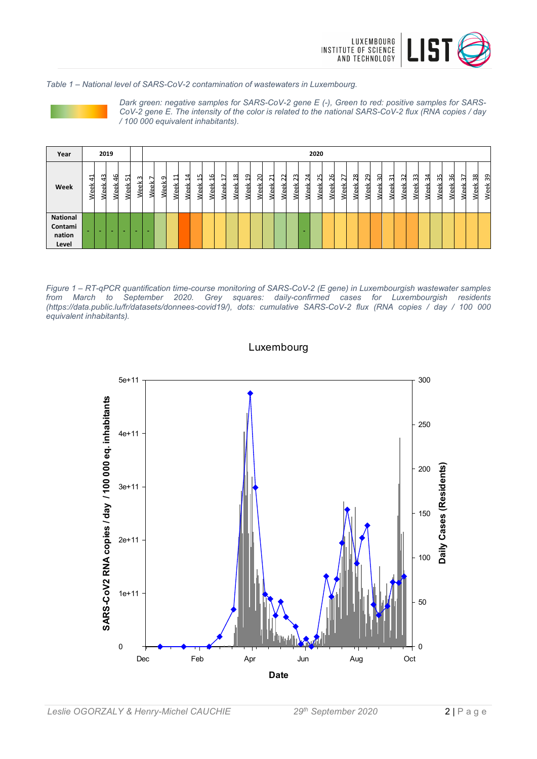*Table 1 – National level of SARS-CoV-2 contamination of wastewaters in Luxembourg.*

*Dark green: negative samples for SARS-CoV-2 gene E (-), Green to red: positive samples for SARS-CoV-2 gene E. The intensity of the color is related to the national SARS-CoV-2 flux (RNA copies / day / 100 000 equivalent inhabitants).*

| Year | 2019 | | | | | 2020 | | | | | | | | | | | | | | | | | | | | | | | | | | | | | |
|---|---|---|---|---|---|---|---|---|---|---|---|---|---|---|---|---|---|---|---|---|---|---|---|---|---|---|---|---|---|---|---|---|---|---|---|
| Week | Week 41 | Week 43 | Week 46 | Week 51 | Week 3 | Week 7 | Week 9 | Week 11 | Week 14 | Week 15 | Week 16 | Week 17 | Week 18 | Week 19 | Week 20 | Week 21 | Week 22 | Week 23 | Week 24 | Week 25 | Week 26 | Week 27 | Week 28 | Week 29 | Week 30 | Week 31 | Week 32 | Week 33 | Week 34 | Week 35 | Week 36 | Week 37 | Week 38 | Week 39 |
| National Contamination Level | - | - | - | - | - | - | | | | | | | | | | | | | - | | | | | | | | | | | | | | | |

*Figure 1 – RT-qPCR quantification time-course monitoring of SARS-CoV-2 (E gene) in Luxembourgish wastewater samples from March to September 2020. Grey squares: daily-confirmed cases for Luxembourgish residents (https://data.public.lu/fr/datasets/donnees-covid19/), dots: cumulative SARS-CoV-2 flux (RNA copies / day / 100 000 equivalent inhabitants).*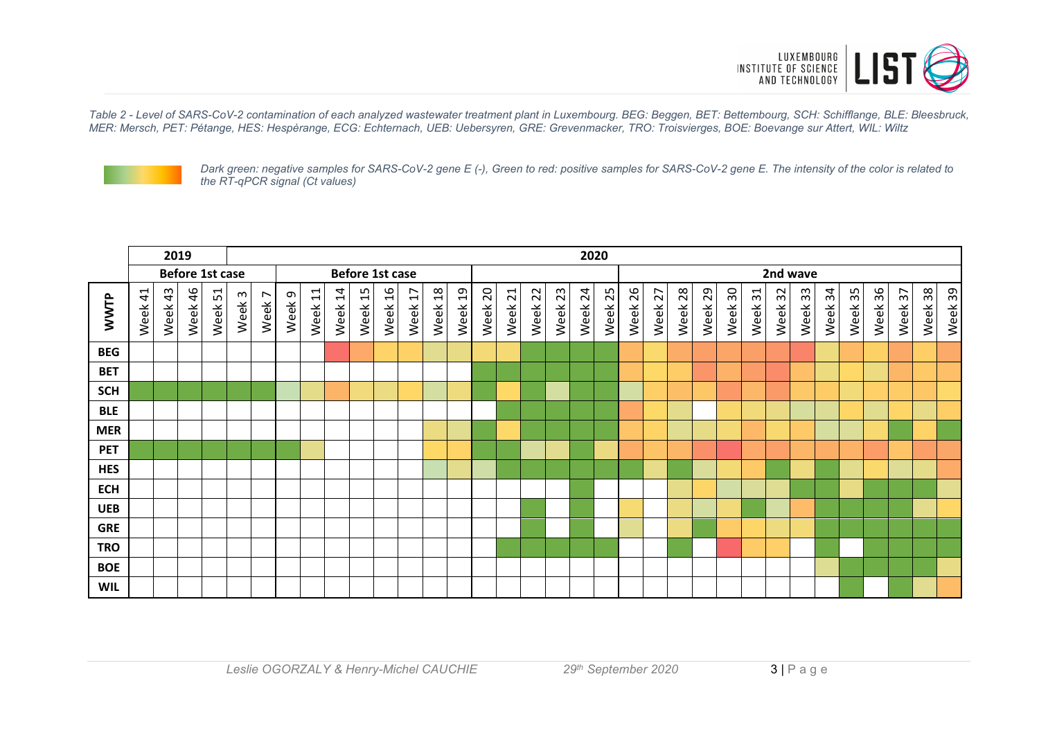*Table 2 - Level of SARS-CoV-2 contamination of each analyzed wastewater treatment plant in Luxembourg. BEG: Beggen, BET: Bettembourg, SCH: Schifflange, BLE: Bleesbruck, MER: Mersch, PET: Pétange, HES: Hespèrange, ECG: Echternach, UEB: Uebersyren, GRE: Grevenmacker, TRO: Troisvierges, BOE: Boevange sur Attert, WIL: Wiltz*

*Dark green: negative samples for SARS-CoV-2 gene E (-), Green to red: positive samples for SARS-CoV-2 gene E. The intensity of the color is related to the RT-qPCR signal (Ct values)*

| | 2019 | | | | | | 2020 | | | | | | | | | | | | | | | | | | | | | | | | | | | | |
|---|---|---|---|---|---|---|---|---|---|---|---|---|---|---|---|---|---|---|---|---|---|---|---|---|---|---|---|---|---|---|---|---|---|---|---|
| | Before 1st case | | | | | | Before 1st case | | | | | | | | | | | | | | | 2nd wave | | | | | | | | | | | | | |
| **WWTP** | Week 41 | Week 43 | Week 46 | Week 51 | Week 3 | Week 7 | Week 9 | Week 11 | Week 14 | Week 15 | Week 16 | Week 17 | Week 18 | Week 19 | Week 20 | Week 21 | Week 22 | Week 23 | Week 24 | Week 25 | Week 26 | Week 27 | Week 28 | Week 29 | Week 30 | Week 31 | Week 32 | Week 33 | Week 34 | Week 35 | Week 36 | Week 37 | Week 38 | Week 39 |
| **BEG** | | | | | | | | | | | | | | | | | | | | | | | | | | | | | | | | | | |
| **BET** | | | | | | | | | | | | | | | | | | | | | | | | | | | | | | | | | | |
| **SCH** | | | | | | | | | | | | | | | | | | | | | | | | | | | | | | | | | | |
| **BLE** | | | | | | | | | | | | | | | | | | | | | | | | | | | | | | | | | | |
| **MER** | | | | | | | | | | | | | | | | | | | | | | | | | | | | | | | | | | |
| **PET** | | | | | | | | | | | | | | | | | | | | | | | | | | | | | | | | | | |
| **HES** | | | | | | | | | | | | | | | | | | | | | | | | | | | | | | | | | | |
| **ECH** | | | | | | | | | | | | | | | | | | | | | | | | | | | | | | | | | | |
| **UEB** | | | | | | | | | | | | | | | | | | | | | | | | | | | | | | | | | | |
| **GRE** | | | | | | | | | | | | | | | | | | | | | | | | | | | | | | | | | | |
| **TRO** | | | | | | | | | | | | | | | | | | | | | | | | | | | | | | | | | | |
| **BOE** | | | | | | | | | | | | | | | | | | | | | | | | | | | | | | | | | | |
| **WIL** | | | | | | | | | | | | | | | | | | | | | | | | | | | | | | | | | | |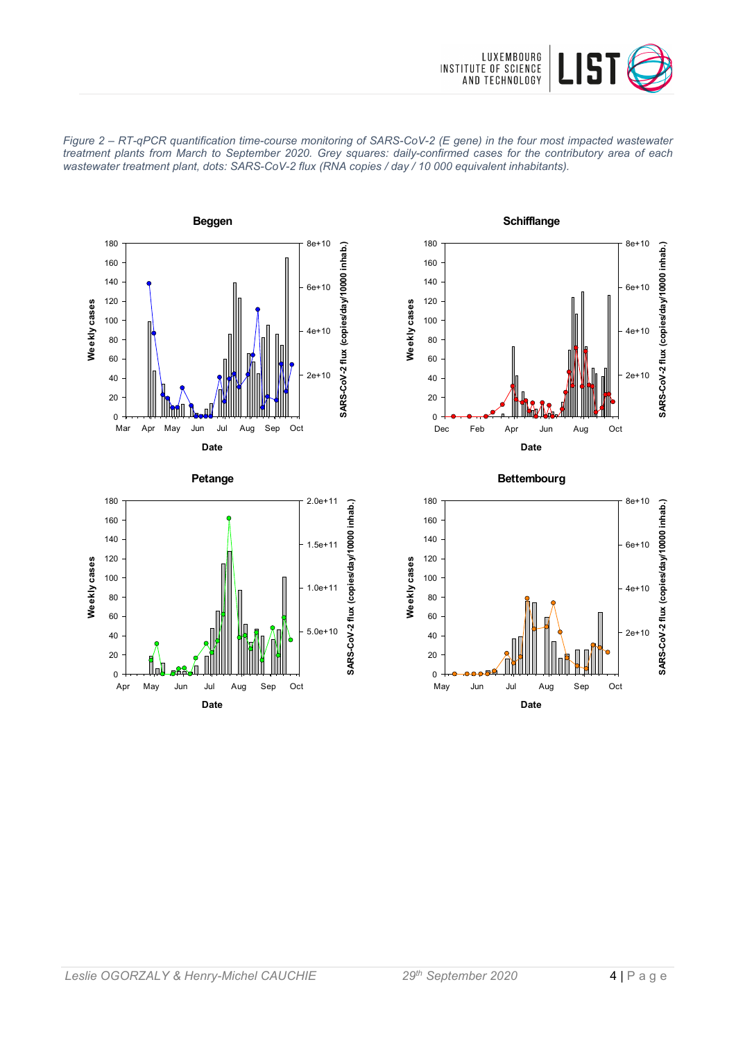*Figure 2 – RT-qPCR quantification time-course monitoring of SARS-CoV-2 (E gene) in the four most impacted wastewater treatment plants from March to September 2020. Grey squares: daily-confirmed cases for the contributory area of each wastewater treatment plant, dots: SARS-CoV-2 flux (RNA copies / day / 10 000 equivalent inhabitants).*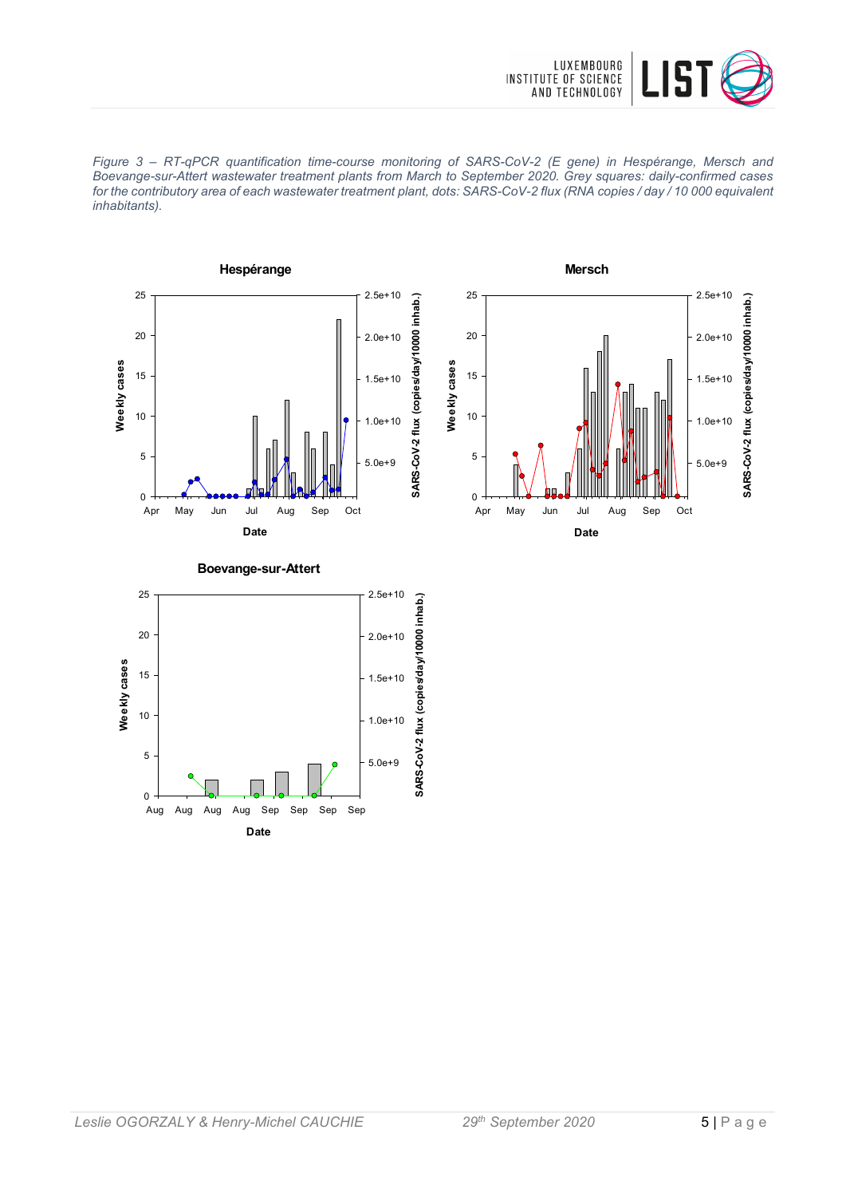*Figure 3 – RT-qPCR quantification time-course monitoring of SARS-CoV-2 (E gene) in Hespérange, Mersch and Boevange-sur-Attert wastewater treatment plants from March to September 2020. Grey squares: daily-confirmed cases for the contributory area of each wastewater treatment plant, dots: SARS-CoV-2 flux (RNA copies / day / 10 000 equivalent inhabitants).*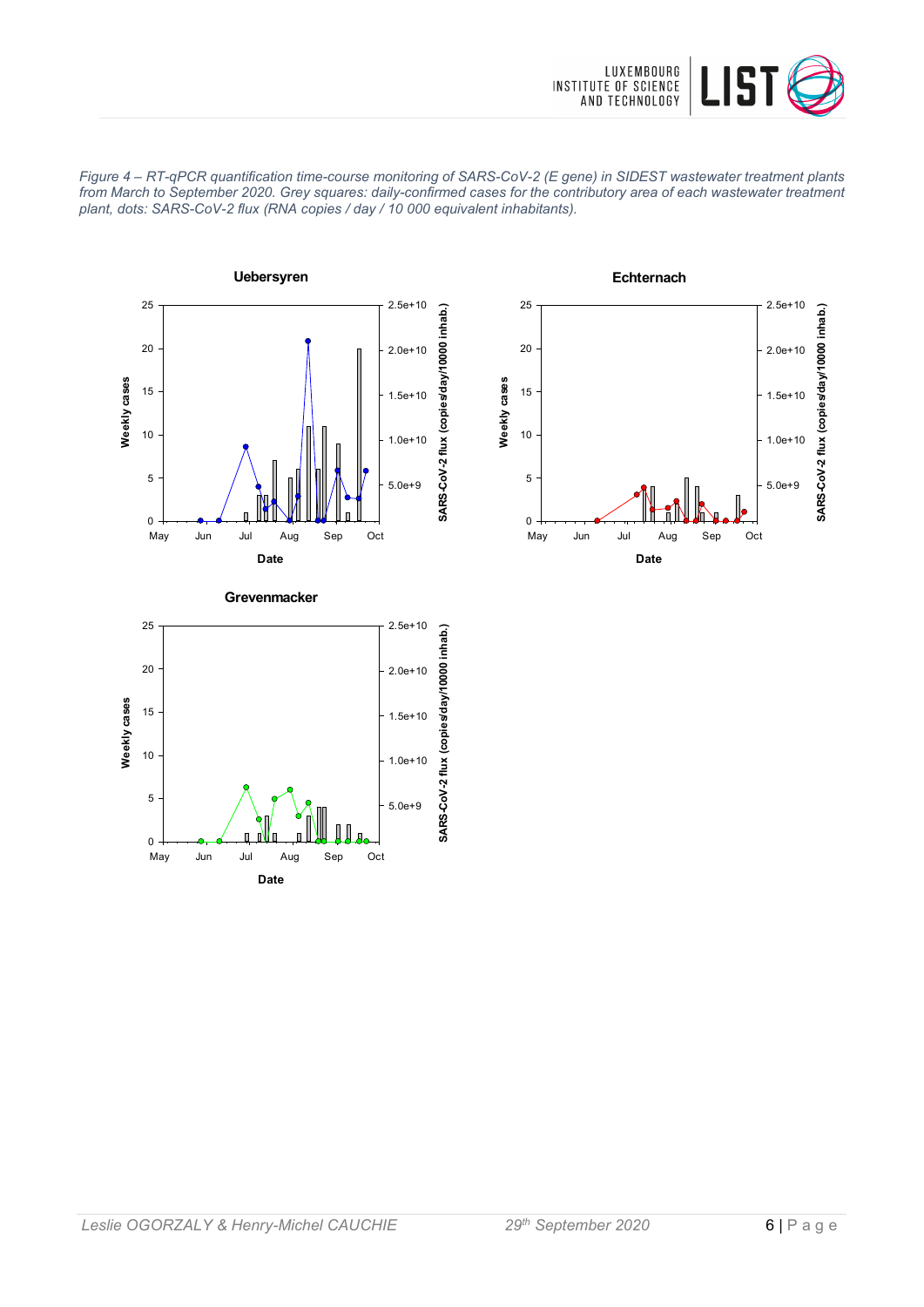*Figure 4 – RT-qPCR quantification time-course monitoring of SARS-CoV-2 (E gene) in SIDEST wastewater treatment plants from March to September 2020. Grey squares: daily-confirmed cases for the contributory area of each wastewater treatment plant, dots: SARS-CoV-2 flux (RNA copies / day / 10 000 equivalent inhabitants).*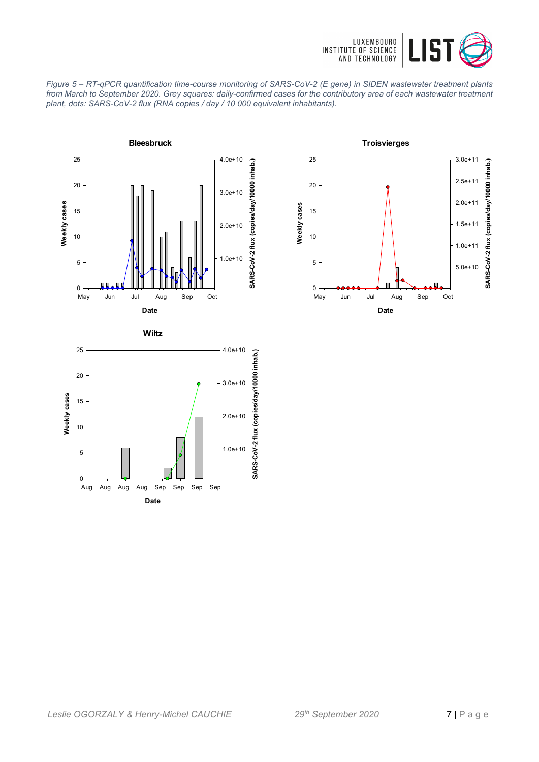*Figure 5 – RT-qPCR quantification time-course monitoring of SARS-CoV-2 (E gene) in SIDEN wastewater treatment plants from March to September 2020. Grey squares: daily-confirmed cases for the contributory area of each wastewater treatment plant, dots: SARS-CoV-2 flux (RNA copies / day / 10 000 equivalent inhabitants).*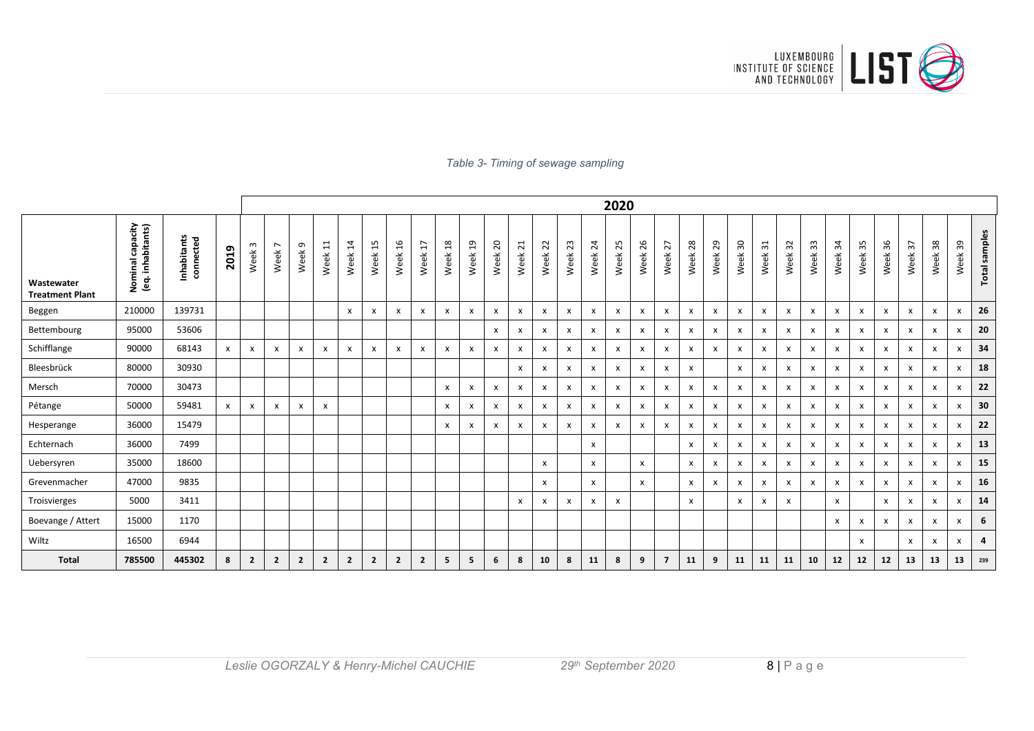*Table 3- Timing of sewage sampling*

| Wastewater Treatment Plant | Nominal capacity (eq. inhabitants) | Inhabitants connected | | 2020 | | | | | | | | | | | | | | | | | | | | | | | | | | | | | | |
|---|---|---|---|---|---|---|---|---|---|---|---|---|---|---|---|---|---|---|---|---|---|---|---|---|---|---|---|---|---|---|---|---|---|---|
| | | | 2019 | Week 3 | Week 7 | Week 9 | Week 11 | Week 14 | Week 15 | Week 16 | Week 17 | Week 18 | Week 19 | Week 20 | Week 21 | Week 22 | Week 23 | Week 24 | Week 25 | Week 26 | Week 27 | Week 28 | Week 29 | Week 30 | Week 31 | Week 32 | Week 33 | Week 34 | Week 35 | Week 36 | Week 37 | Week 38 | Week 39 | Total samples |
| Beggen | 210000 | 139731 | | | | | | x | x | x | x | x | x | x | x | x | x | x | x | x | x | x | x | x | x | x | x | x | x | x | x | x | x | 26 |
| Bettembourg | 95000 | 53606 | | | | | | | | | | | | x | x | x | x | x | x | x | x | x | x | x | x | x | x | x | x | x | x | x | x | 20 |
| Schifflange | 90000 | 68143 | x | x | x | x | x | x | x | x | x | x | x | x | x | x | x | x | x | x | x | x | x | x | x | x | x | x | x | x | x | x | x | 34 |
| Bleesbrück | 80000 | 30930 | | | | | | | | | | | | | x | x | x | x | x | x | x | x | | x | x | x | x | x | x | x | x | x | x | 18 |
| Mersch | 70000 | 30473 | | | | | | | | | | x | x | x | x | x | x | x | x | x | x | x | x | x | x | x | x | x | x | x | x | x | x | 22 |
| Pétange | 50000 | 59481 | x | x | x | x | x | | | | | x | x | x | x | x | x | x | x | x | x | x | x | x | x | x | x | x | x | x | x | x | x | 30 |
| Hesperange | 36000 | 15479 | | | | | | | | | | x | x | x | x | x | x | x | x | x | x | x | x | x | x | x | x | x | x | x | x | x | x | 22 |
| Echternach | 36000 | 7499 | | | | | | | | | | | | | | | | x | | | | x | x | x | x | x | x | x | x | x | x | x | x | 13 |
| Uebersyren | 35000 | 18600 | | | | | | | | | | | | | | x | | x | | x | | x | x | x | x | x | x | x | x | x | x | x | x | 15 |
| Grevenmacher | 47000 | 9835 | | | | | | | | | | | | | | x | | x | | x | | x | x | x | x | x | x | x | x | x | x | x | x | 16 |
| Troisvierges | 5000 | 3411 | | | | | | | | | | | | | x | x | x | x | x | | | x | | x | x | x | | x | | x | x | x | x | 14 |
| Boevange / Attert | 15000 | 1170 | | | | | | | | | | | | | | | | | | | | | | | | | | x | x | x | x | x | x | 6 |
| Wiltz | 16500 | 6944 | | | | | | | | | | | | | | | | | | | | | | | | | | | x | | x | x | x | 4 |
| **Total** | **785500** | **445302** | **8** | **2** | **2** | **2** | **2** | **2** | **2** | **2** | **2** | **5** | **5** | **6** | **8** | **10** | **8** | **11** | **8** | **9** | **7** | **11** | **9** | **11** | **11** | **11** | **10** | **12** | **12** | **12** | **13** | **13** | **13** | **239** |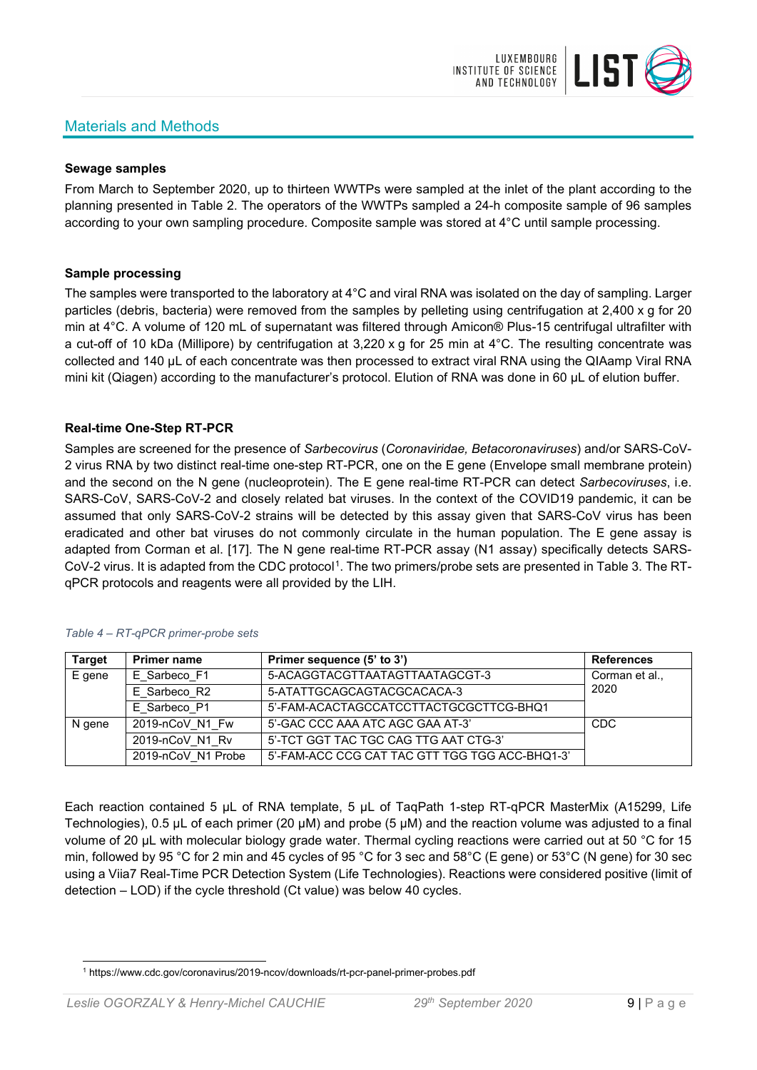## Materials and Methods

**Sewage samples**

From March to September 2020, up to thirteen WWTPs were sampled at the inlet of the plant according to the planning presented in Table 2. The operators of the WWTPs sampled a 24-h composite sample of 96 samples according to your own sampling procedure. Composite sample was stored at 4°C until sample processing.

**Sample processing**

The samples were transported to the laboratory at 4°C and viral RNA was isolated on the day of sampling. Larger particles (debris, bacteria) were removed from the samples by pelleting using centrifugation at 2,400 x g for 20 min at 4°C. A volume of 120 mL of supernatant was filtered through Amicon® Plus-15 centrifugal ultrafilter with a cut-off of 10 kDa (Millipore) by centrifugation at 3,220 x g for 25 min at 4°C. The resulting concentrate was collected and 140 µL of each concentrate was then processed to extract viral RNA using the QIAamp Viral RNA mini kit (Qiagen) according to the manufacturer's protocol. Elution of RNA was done in 60 µL of elution buffer.

**Real-time One-Step RT-PCR**

Samples are screened for the presence of *Sarbecovirus* (*Coronaviridae, Betacoronaviruses*) and/or SARS-CoV-2 virus RNA by two distinct real-time one-step RT-PCR, one on the E gene (Envelope small membrane protein) and the second on the N gene (nucleoprotein). The E gene real-time RT-PCR can detect *Sarbecoviruses*, i.e. SARS-CoV, SARS-CoV-2 and closely related bat viruses. In the context of the COVID19 pandemic, it can be assumed that only SARS-CoV-2 strains will be detected by this assay given that SARS-CoV virus has been eradicated and other bat viruses do not commonly circulate in the human population. The E gene assay is adapted from Corman et al. [17]. The N gene real-time RT-PCR assay (N1 assay) specifically detects SARS-CoV-2 virus. It is adapted from the CDC protocol[1]. The two primers/probe sets are presented in Table 3. The RT-qPCR protocols and reagents were all provided by the LIH.

*Table 4 – RT-qPCR primer-probe sets*

| Target | Primer name | Primer sequence (5' to 3') | References |
|---|---|---|---|
| E gene | E_Sarbeco_F1 | 5-ACAGGTACGTTAATAGTTAATAGCGT-3 | Corman et al., 2020 |
| | E_Sarbeco_R2 | 5-ATATTGCAGCAGTACGCACACA-3 | |
| | E_Sarbeco_P1 | 5'-FAM-ACACTAGCCATCCTTACTGCGCTTCG-BHQ1 | |
| N gene | 2019-nCoV_N1_Fw | 5'-GAC CCC AAA ATC AGC GAA AT-3' | CDC |
| | 2019-nCoV_N1_Rv | 5'-TCT GGT TAC TGC CAG TTG AAT CTG-3' | |
| | 2019-nCoV_N1 Probe | 5'-FAM-ACC CCG CAT TAC GTT TGG TGG ACC-BHQ1-3' | |

Each reaction contained 5 µL of RNA template, 5 µL of TaqPath 1-step RT-qPCR MasterMix (A15299, Life Technologies), 0.5 µL of each primer (20 µM) and probe (5 µM) and the reaction volume was adjusted to a final volume of 20 µL with molecular biology grade water. Thermal cycling reactions were carried out at 50 °C for 15 min, followed by 95 °C for 2 min and 45 cycles of 95 °C for 3 sec and 58°C (E gene) or 53°C (N gene) for 30 sec using a Viia7 Real-Time PCR Detection System (Life Technologies). Reactions were considered positive (limit of detection – LOD) if the cycle threshold (Ct value) was below 40 cycles.

[1] https://www.cdc.gov/coronavirus/2019-ncov/downloads/rt-pcr-panel-primer-probes.pdf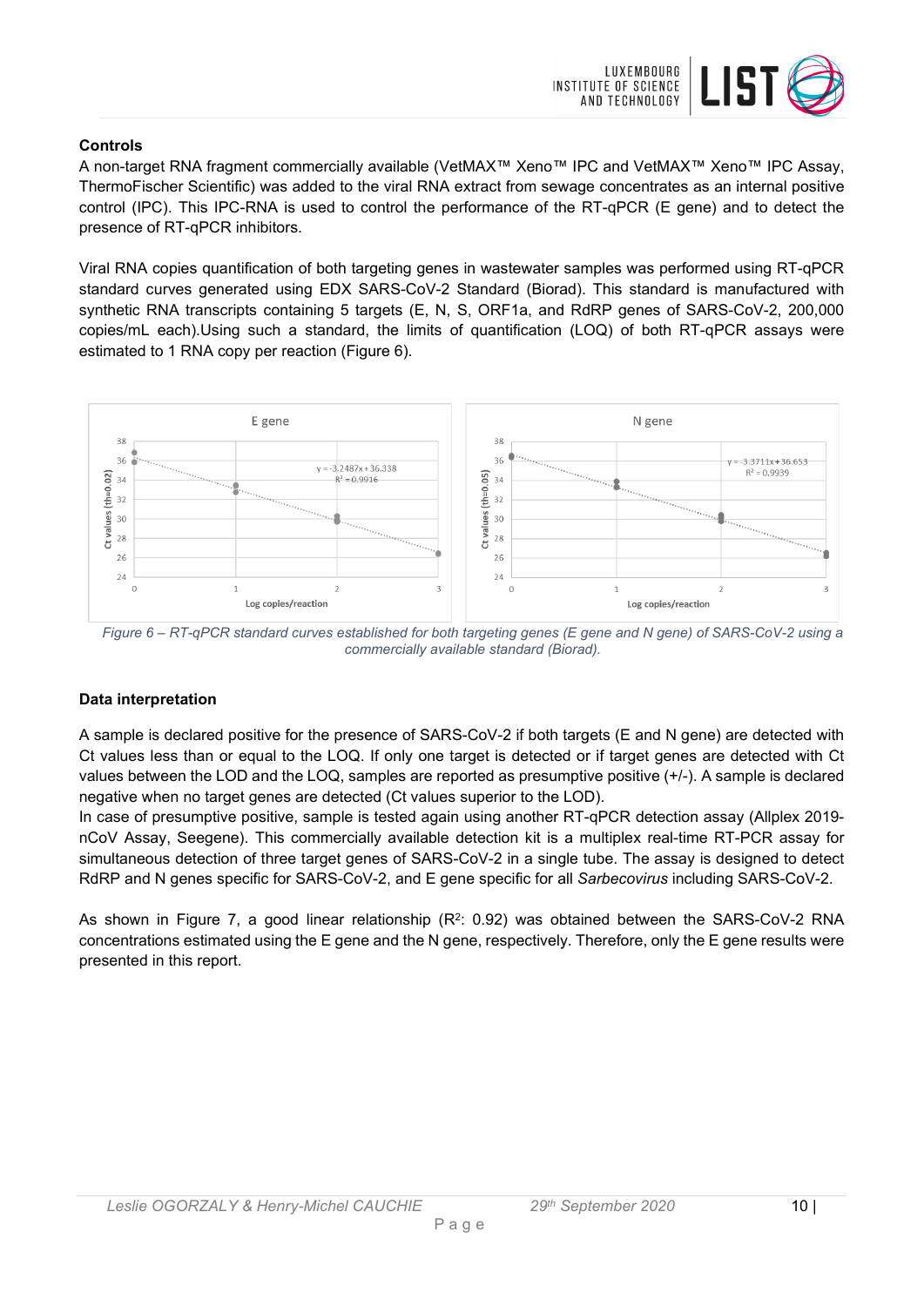**Controls**

A non-target RNA fragment commercially available (VetMAX™ Xeno™ IPC and VetMAX™ Xeno™ IPC Assay, ThermoFischer Scientific) was added to the viral RNA extract from sewage concentrates as an internal positive control (IPC). This IPC-RNA is used to control the performance of the RT-qPCR (E gene) and to detect the presence of RT-qPCR inhibitors.

Viral RNA copies quantification of both targeting genes in wastewater samples was performed using RT-qPCR standard curves generated using EDX SARS-CoV-2 Standard (Biorad). This standard is manufactured with synthetic RNA transcripts containing 5 targets (E, N, S, ORF1a, and RdRP genes of SARS-CoV-2, 200,000 copies/mL each).Using such a standard, the limits of quantification (LOQ) of both RT-qPCR assays were estimated to 1 RNA copy per reaction (Figure 6).

*Figure 6 – RT-qPCR standard curves established for both targeting genes (E gene and N gene) of SARS-CoV-2 using a commercially available standard (Biorad).*

**Data interpretation**

A sample is declared positive for the presence of SARS-CoV-2 if both targets (E and N gene) are detected with Ct values less than or equal to the LOQ. If only one target is detected or if target genes are detected with Ct values between the LOD and the LOQ, samples are reported as presumptive positive (+/-). A sample is declared negative when no target genes are detected (Ct values superior to the LOD).

In case of presumptive positive, sample is tested again using another RT-qPCR detection assay (Allplex 2019-nCoV Assay, Seegene). This commercially available detection kit is a multiplex real-time RT-PCR assay for simultaneous detection of three target genes of SARS-CoV-2 in a single tube. The assay is designed to detect RdRP and N genes specific for SARS-CoV-2, and E gene specific for all *Sarbecovirus* including SARS-CoV-2.

As shown in Figure 7, a good linear relationship ($R^2$: 0.92) was obtained between the SARS-CoV-2 RNA concentrations estimated using the E gene and the N gene, respectively. Therefore, only the E gene results were presented in this report.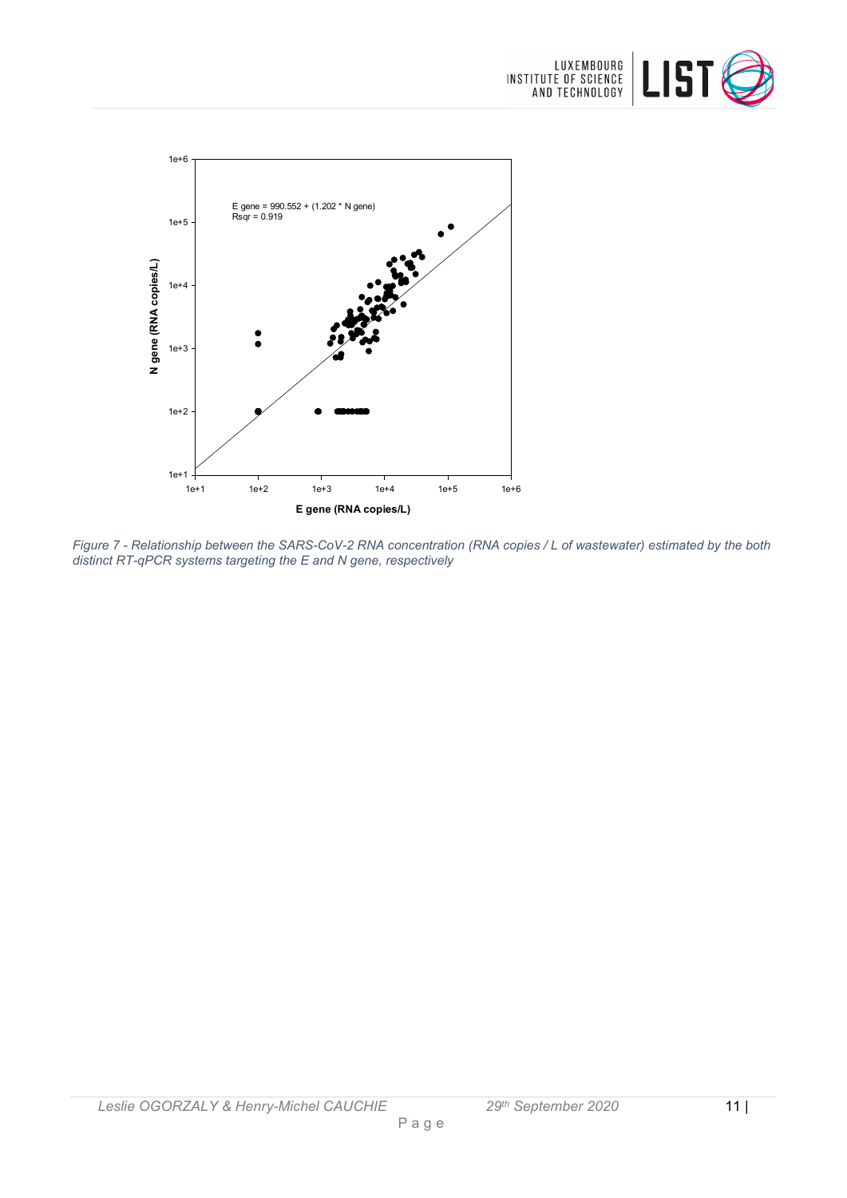E gene = 990.552 + (1.202 * N gene)
Rsqr = 0.919

N gene (RNA copies/L)

1e+6
1e+5
1e+4
1e+3
1e+2
1e+1

1e+1
1e+2
1e+3
1e+4
1e+5
1e+6

E gene (RNA copies/L)

*Figure 7 - Relationship between the SARS-CoV-2 RNA concentration (RNA copies / L of wastewater) estimated by the both distinct RT-qPCR systems targeting the E and N gene, respectively*